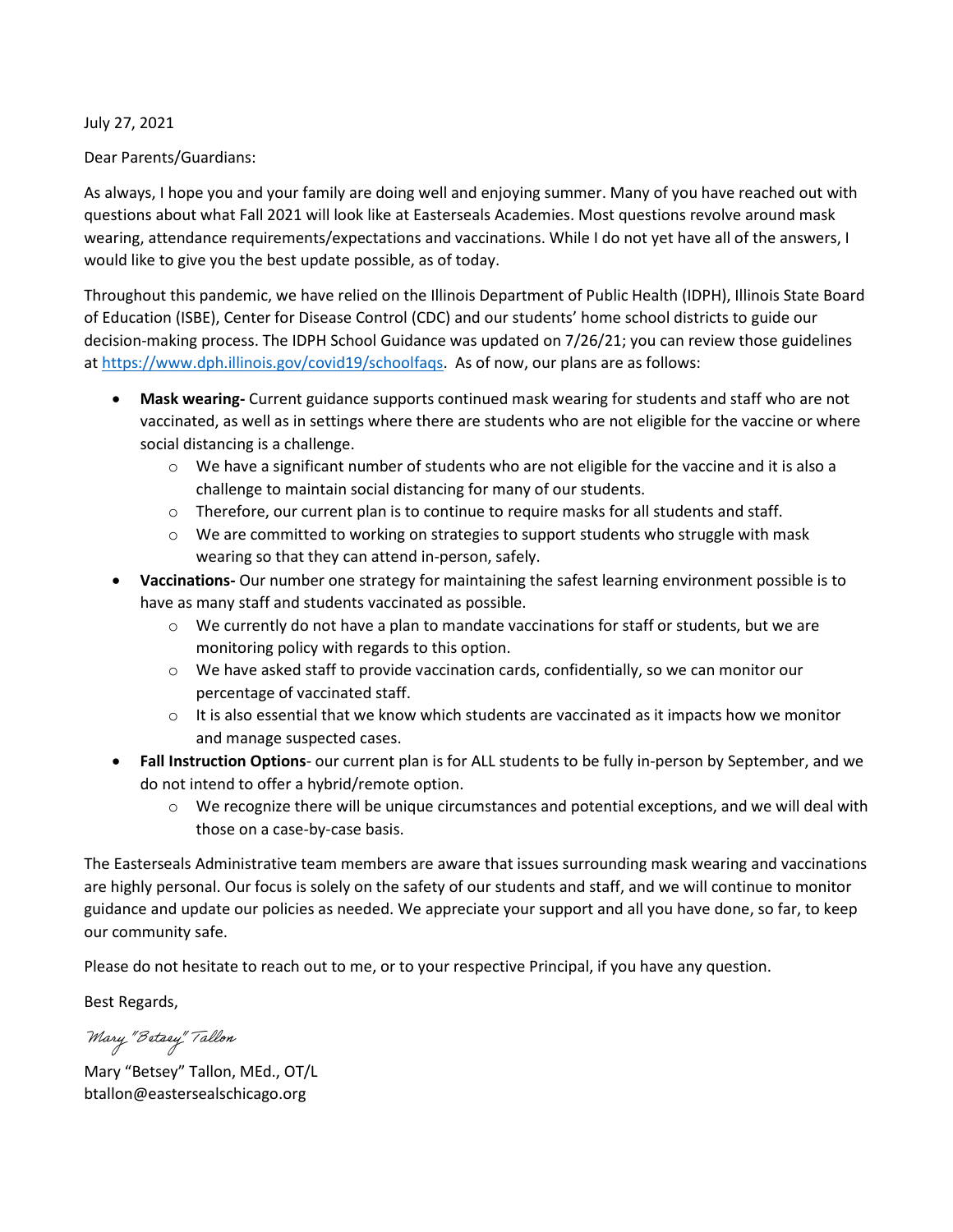July 27, 2021

Dear Parents/Guardians:

As always, I hope you and your family are doing well and enjoying summer. Many of you have reached out with questions about what Fall 2021 will look like at Easterseals Academies. Most questions revolve around mask wearing, attendance requirements/expectations and vaccinations. While I do not yet have all of the answers, I would like to give you the best update possible, as of today.

Throughout this pandemic, we have relied on the Illinois Department of Public Health (IDPH), Illinois State Board of Education (ISBE), Center for Disease Control (CDC) and our students' home school districts to guide our decision-making process. The IDPH School Guidance was updated on 7/26/21; you can review those guidelines at [https://www.dph.illinois.gov/covid19/schoolfaqs](https://www.dph.illinois.gov/covid19/schoolfaqs). As of now, our plans are as follows:

- **Mask wearing-** Current guidance supports continued mask wearing for students and staff who are not vaccinated, as well as in settings where there are students who are not eligible for the vaccine or where social distancing is a challenge.
  - We have a significant number of students who are not eligible for the vaccine and it is also a challenge to maintain social distancing for many of our students.
  - Therefore, our current plan is to continue to require masks for all students and staff.
  - We are committed to working on strategies to support students who struggle with mask wearing so that they can attend in-person, safely.
- **Vaccinations-** Our number one strategy for maintaining the safest learning environment possible is to have as many staff and students vaccinated as possible.
  - We currently do not have a plan to mandate vaccinations for staff or students, but we are monitoring policy with regards to this option.
  - We have asked staff to provide vaccination cards, confidentially, so we can monitor our percentage of vaccinated staff.
  - It is also essential that we know which students are vaccinated as it impacts how we monitor and manage suspected cases.
- **Fall Instruction Options**- our current plan is for ALL students to be fully in-person by September, and we do not intend to offer a hybrid/remote option.
  - We recognize there will be unique circumstances and potential exceptions, and we will deal with those on a case-by-case basis.

The Easterseals Administrative team members are aware that issues surrounding mask wearing and vaccinations are highly personal. Our focus is solely on the safety of our students and staff, and we will continue to monitor guidance and update our policies as needed. We appreciate your support and all you have done, so far, to keep our community safe.

Please do not hesitate to reach out to me, or to your respective Principal, if you have any question.

Best Regards,

*Mary "Betsey" Tallon*

Mary "Betsey" Tallon, MEd., OT/L
btallon@eastersealschicago.org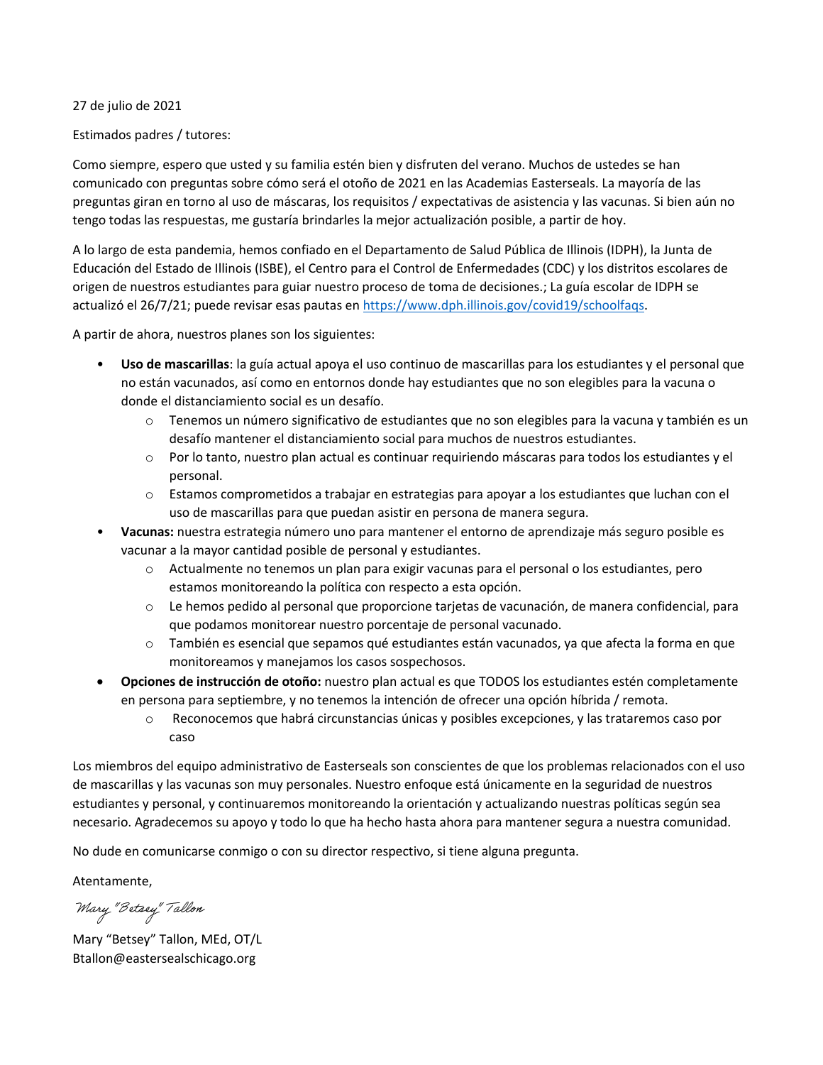27 de julio de 2021

Estimados padres / tutores:

Como siempre, espero que usted y su familia estén bien y disfruten del verano. Muchos de ustedes se han comunicado con preguntas sobre cómo será el otoño de 2021 en las Academias Easterseals. La mayoría de las preguntas giran en torno al uso de máscaras, los requisitos / expectativas de asistencia y las vacunas. Si bien aún no tengo todas las respuestas, me gustaría brindarles la mejor actualización posible, a partir de hoy.

A lo largo de esta pandemia, hemos confiado en el Departamento de Salud Pública de Illinois (IDPH), la Junta de Educación del Estado de Illinois (ISBE), el Centro para el Control de Enfermedades (CDC) y los distritos escolares de origen de nuestros estudiantes para guiar nuestro proceso de toma de decisiones.; La guía escolar de IDPH se actualizó el 26/7/21; puede revisar esas pautas en https://www.dph.illinois.gov/covid19/schoolfaqs.

A partir de ahora, nuestros planes son los siguientes:

- **Uso de mascarillas**: la guía actual apoya el uso continuo de mascarillas para los estudiantes y el personal que no están vacunados, así como en entornos donde hay estudiantes que no son elegibles para la vacuna o donde el distanciamiento social es un desafío.
  - Tenemos un número significativo de estudiantes que no son elegibles para la vacuna y también es un desafío mantener el distanciamiento social para muchos de nuestros estudiantes.
  - Por lo tanto, nuestro plan actual es continuar requiriendo máscaras para todos los estudiantes y el personal.
  - Estamos comprometidos a trabajar en estrategias para apoyar a los estudiantes que luchan con el uso de mascarillas para que puedan asistir en persona de manera segura.
- **Vacunas:** nuestra estrategia número uno para mantener el entorno de aprendizaje más seguro posible es vacunar a la mayor cantidad posible de personal y estudiantes.
  - Actualmente no tenemos un plan para exigir vacunas para el personal o los estudiantes, pero estamos monitoreando la política con respecto a esta opción.
  - Le hemos pedido al personal que proporcione tarjetas de vacunación, de manera confidencial, para que podamos monitorear nuestro porcentaje de personal vacunado.
  - También es esencial que sepamos qué estudiantes están vacunados, ya que afecta la forma en que monitoreamos y manejamos los casos sospechosos.
- **Opciones de instrucción de otoño:** nuestro plan actual es que TODOS los estudiantes estén completamente en persona para septiembre, y no tenemos la intención de ofrecer una opción híbrida / remota.
  - Reconocemos que habrá circunstancias únicas y posibles excepciones, y las trataremos caso por caso

Los miembros del equipo administrativo de Easterseals son conscientes de que los problemas relacionados con el uso de mascarillas y las vacunas son muy personales. Nuestro enfoque está únicamente en la seguridad de nuestros estudiantes y personal, y continuaremos monitoreando la orientación y actualizando nuestras políticas según sea necesario. Agradecemos su apoyo y todo lo que ha hecho hasta ahora para mantener segura a nuestra comunidad.

No dude en comunicarse conmigo o con su director respectivo, si tiene alguna pregunta.

Atentamente,

*Mary "Betsey" Tallon*

Mary "Betsey" Tallon, MEd, OT/L
Btallon@eastersealschicago.org